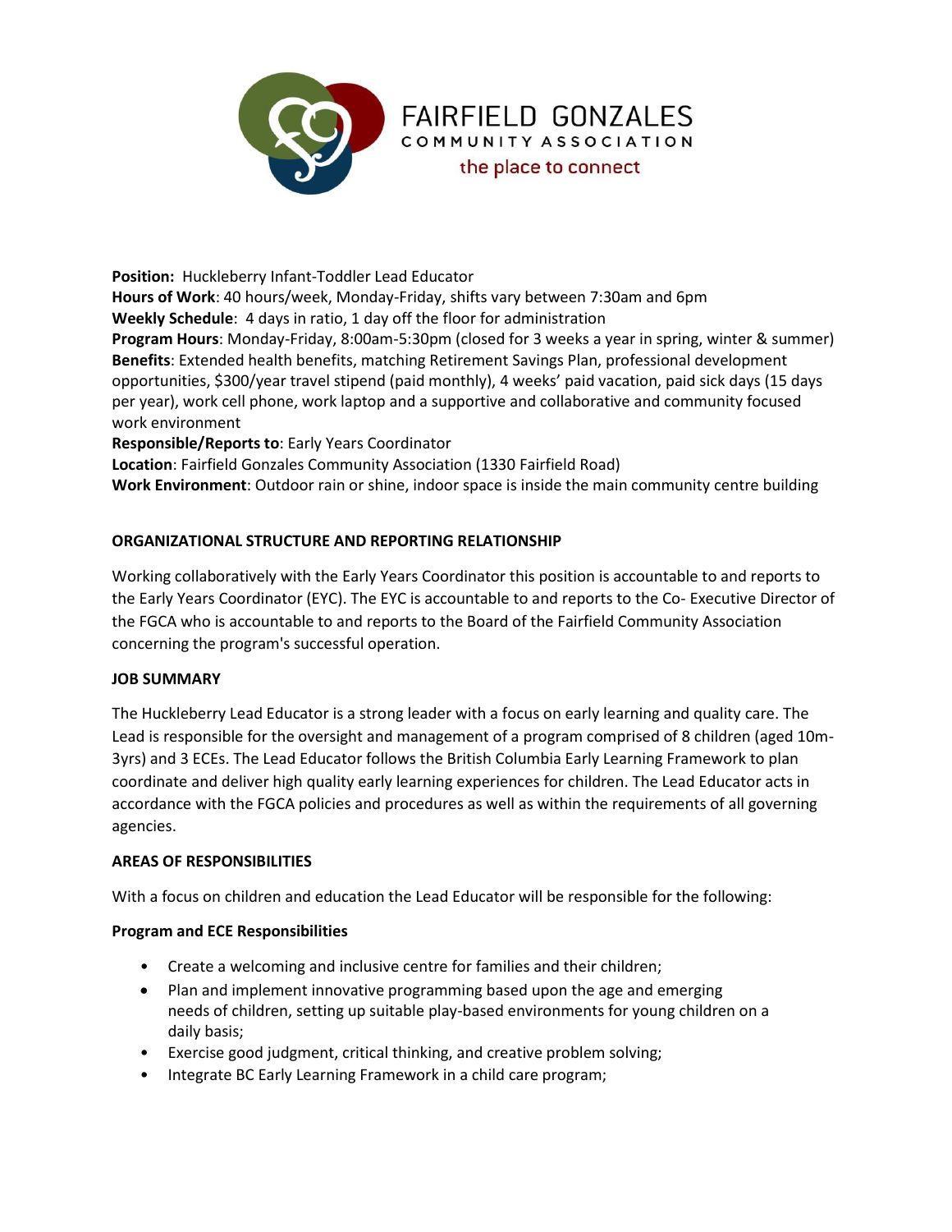FAIRFIELD GONZALES
COMMUNITY ASSOCIATION
the place to connect

**Position:** Huckleberry Infant-Toddler Lead Educator
**Hours of Work**: 40 hours/week, Monday-Friday, shifts vary between 7:30am and 6pm
**Weekly Schedule**: 4 days in ratio, 1 day off the floor for administration
**Program Hours**: Monday-Friday, 8:00am-5:30pm (closed for 3 weeks a year in spring, winter & summer)
**Benefits**: Extended health benefits, matching Retirement Savings Plan, professional development opportunities, $300/year travel stipend (paid monthly), 4 weeks' paid vacation, paid sick days (15 days per year), work cell phone, work laptop and a supportive and collaborative and community focused work environment
**Responsible/Reports to**: Early Years Coordinator
**Location**: Fairfield Gonzales Community Association (1330 Fairfield Road)
**Work Environment**: Outdoor rain or shine, indoor space is inside the main community centre building

## ORGANIZATIONAL STRUCTURE AND REPORTING RELATIONSHIP

Working collaboratively with the Early Years Coordinator this position is accountable to and reports to the Early Years Coordinator (EYC). The EYC is accountable to and reports to the Co- Executive Director of the FGCA who is accountable to and reports to the Board of the Fairfield Community Association concerning the program's successful operation.

## JOB SUMMARY

The Huckleberry Lead Educator is a strong leader with a focus on early learning and quality care. The Lead is responsible for the oversight and management of a program comprised of 8 children (aged 10m-3yrs) and 3 ECEs. The Lead Educator follows the British Columbia Early Learning Framework to plan coordinate and deliver high quality early learning experiences for children. The Lead Educator acts in accordance with the FGCA policies and procedures as well as within the requirements of all governing agencies.

## AREAS OF RESPONSIBILITIES

With a focus on children and education the Lead Educator will be responsible for the following:

### Program and ECE Responsibilities

- Create a welcoming and inclusive centre for families and their children;
- Plan and implement innovative programming based upon the age and emerging needs of children, setting up suitable play-based environments for young children on a daily basis;
- Exercise good judgment, critical thinking, and creative problem solving;
- Integrate BC Early Learning Framework in a child care program;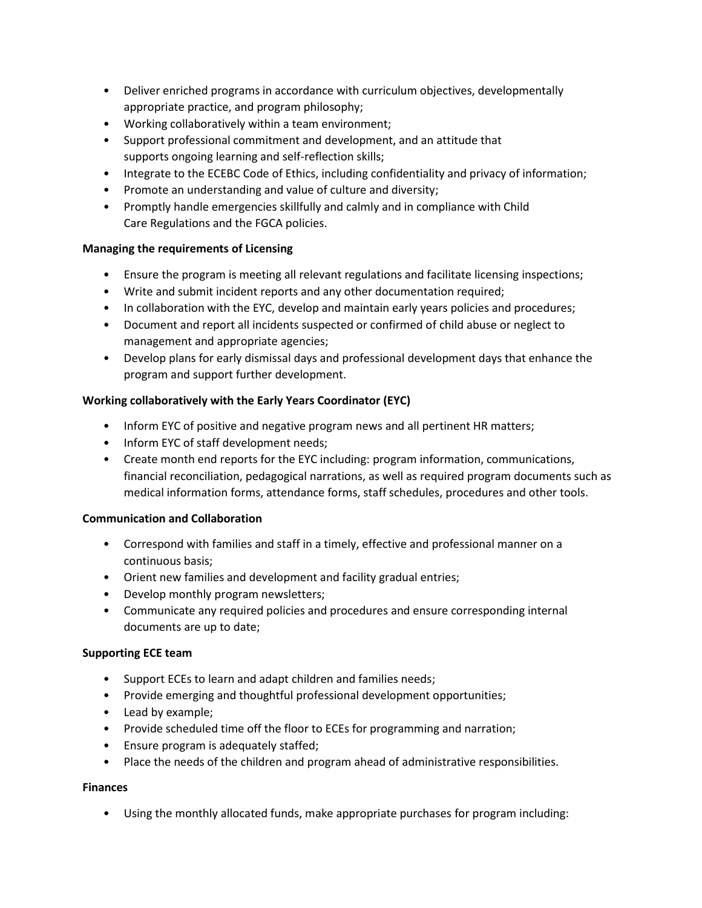- Deliver enriched programs in accordance with curriculum objectives, developmentally appropriate practice, and program philosophy;
- Working collaboratively within a team environment;
- Support professional commitment and development, and an attitude that supports ongoing learning and self-reflection skills;
- Integrate to the ECEBC Code of Ethics, including confidentiality and privacy of information;
- Promote an understanding and value of culture and diversity;
- Promptly handle emergencies skillfully and calmly and in compliance with Child Care Regulations and the FGCA policies.

**Managing the requirements of Licensing**

- Ensure the program is meeting all relevant regulations and facilitate licensing inspections;
- Write and submit incident reports and any other documentation required;
- In collaboration with the EYC, develop and maintain early years policies and procedures;
- Document and report all incidents suspected or confirmed of child abuse or neglect to management and appropriate agencies;
- Develop plans for early dismissal days and professional development days that enhance the program and support further development.

**Working collaboratively with the Early Years Coordinator (EYC)**

- Inform EYC of positive and negative program news and all pertinent HR matters;
- Inform EYC of staff development needs;
- Create month end reports for the EYC including: program information, communications, financial reconciliation, pedagogical narrations, as well as required program documents such as medical information forms, attendance forms, staff schedules, procedures and other tools.

**Communication and Collaboration**

- Correspond with families and staff in a timely, effective and professional manner on a continuous basis;
- Orient new families and development and facility gradual entries;
- Develop monthly program newsletters;
- Communicate any required policies and procedures and ensure corresponding internal documents are up to date;

**Supporting ECE team**

- Support ECEs to learn and adapt children and families needs;
- Provide emerging and thoughtful professional development opportunities;
- Lead by example;
- Provide scheduled time off the floor to ECEs for programming and narration;
- Ensure program is adequately staffed;
- Place the needs of the children and program ahead of administrative responsibilities.

**Finances**

- Using the monthly allocated funds, make appropriate purchases for program including: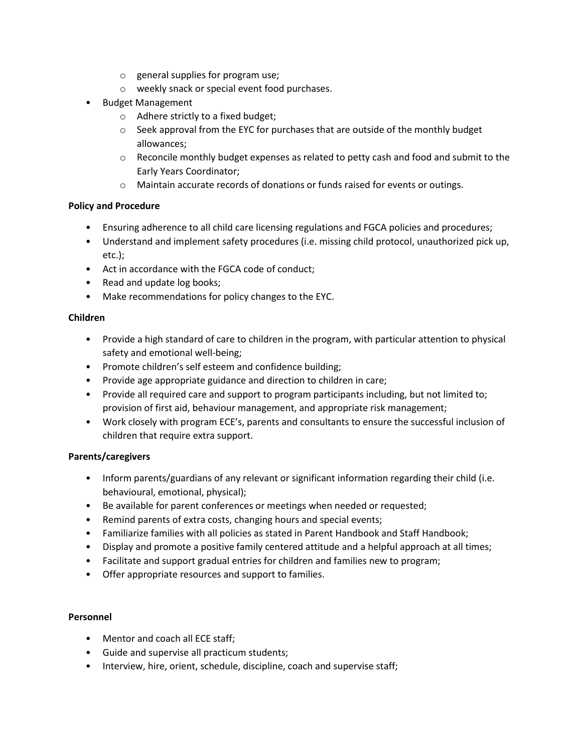- general supplies for program use;
    - weekly snack or special event food purchases.
- Budget Management
    - Adhere strictly to a fixed budget;
    - Seek approval from the EYC for purchases that are outside of the monthly budget allowances;
    - Reconcile monthly budget expenses as related to petty cash and food and submit to the Early Years Coordinator;
    - Maintain accurate records of donations or funds raised for events or outings.

**Policy and Procedure**

- Ensuring adherence to all child care licensing regulations and FGCA policies and procedures;
- Understand and implement safety procedures (i.e. missing child protocol, unauthorized pick up, etc.);
- Act in accordance with the FGCA code of conduct;
- Read and update log books;
- Make recommendations for policy changes to the EYC.

**Children**

- Provide a high standard of care to children in the program, with particular attention to physical safety and emotional well-being;
- Promote children's self esteem and confidence building;
- Provide age appropriate guidance and direction to children in care;
- Provide all required care and support to program participants including, but not limited to; provision of first aid, behaviour management, and appropriate risk management;
- Work closely with program ECE's, parents and consultants to ensure the successful inclusion of children that require extra support.

**Parents/caregivers**

- Inform parents/guardians of any relevant or significant information regarding their child (i.e. behavioural, emotional, physical);
- Be available for parent conferences or meetings when needed or requested;
- Remind parents of extra costs, changing hours and special events;
- Familiarize families with all policies as stated in Parent Handbook and Staff Handbook;
- Display and promote a positive family centered attitude and a helpful approach at all times;
- Facilitate and support gradual entries for children and families new to program;
- Offer appropriate resources and support to families.

**Personnel**

- Mentor and coach all ECE staff;
- Guide and supervise all practicum students;
- Interview, hire, orient, schedule, discipline, coach and supervise staff;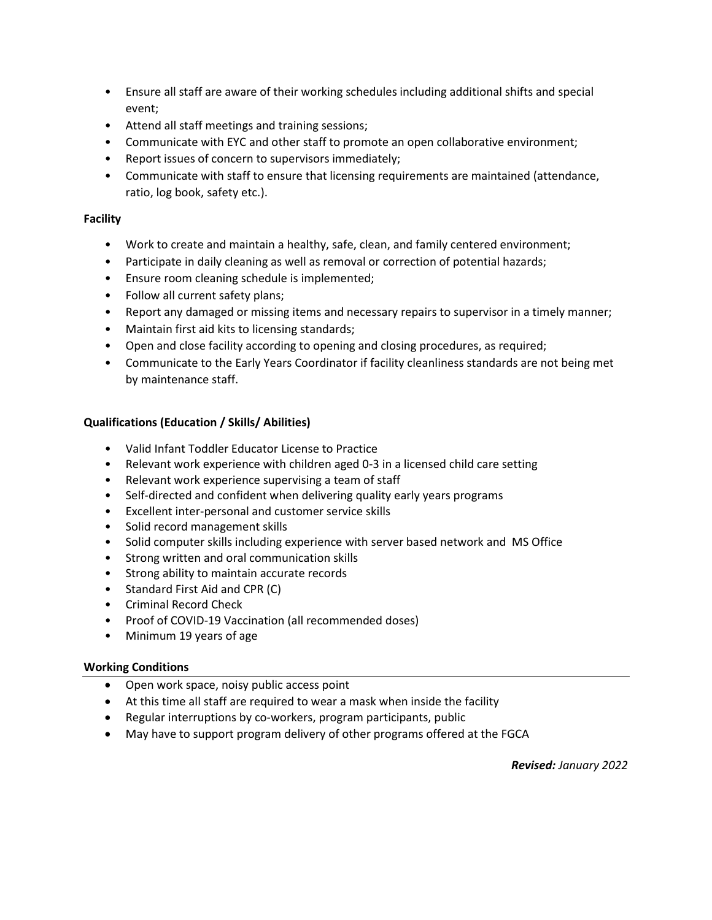- Ensure all staff are aware of their working schedules including additional shifts and special event;
- Attend all staff meetings and training sessions;
- Communicate with EYC and other staff to promote an open collaborative environment;
- Report issues of concern to supervisors immediately;
- Communicate with staff to ensure that licensing requirements are maintained (attendance, ratio, log book, safety etc.).

**Facility**

- Work to create and maintain a healthy, safe, clean, and family centered environment;
- Participate in daily cleaning as well as removal or correction of potential hazards;
- Ensure room cleaning schedule is implemented;
- Follow all current safety plans;
- Report any damaged or missing items and necessary repairs to supervisor in a timely manner;
- Maintain first aid kits to licensing standards;
- Open and close facility according to opening and closing procedures, as required;
- Communicate to the Early Years Coordinator if facility cleanliness standards are not being met by maintenance staff.

**Qualifications (Education / Skills/ Abilities)**

- Valid Infant Toddler Educator License to Practice
- Relevant work experience with children aged 0-3 in a licensed child care setting
- Relevant work experience supervising a team of staff
- Self-directed and confident when delivering quality early years programs
- Excellent inter-personal and customer service skills
- Solid record management skills
- Solid computer skills including experience with server based network and MS Office
- Strong written and oral communication skills
- Strong ability to maintain accurate records
- Standard First Aid and CPR (C)
- Criminal Record Check
- Proof of COVID-19 Vaccination (all recommended doses)
- Minimum 19 years of age

**Working Conditions**

- Open work space, noisy public access point
- At this time all staff are required to wear a mask when inside the facility
- Regular interruptions by co-workers, program participants, public
- May have to support program delivery of other programs offered at the FGCA

***Revised:*** *January 2022*